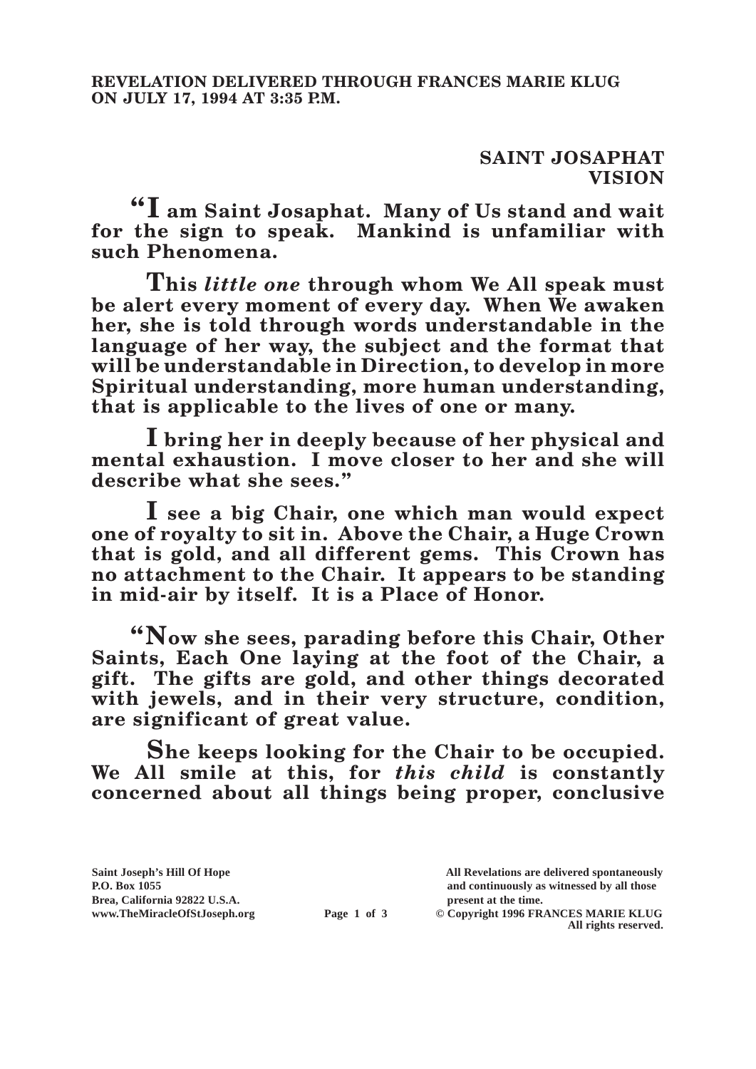**REVELATION DELIVERED THROUGH FRANCES MARIE KLUG ON JULY 17, 1994 AT 3:35 P.M.**

## SAINT JOSAPHAT
## VISION

**"I am Saint Josaphat. Many of Us stand and wait for the sign to speak. Mankind is unfamiliar with such Phenomena.**

**This *little one* through whom We All speak must be alert every moment of every day. When We awaken her, she is told through words understandable in the language of her way, the subject and the format that will be understandable in Direction, to develop in more Spiritual understanding, more human understanding, that is applicable to the lives of one or many.**

**I bring her in deeply because of her physical and mental exhaustion. I move closer to her and she will describe what she sees."**

**I see a big Chair, one which man would expect one of royalty to sit in. Above the Chair, a Huge Crown that is gold, and all different gems. This Crown has no attachment to the Chair. It appears to be standing in mid-air by itself. It is a Place of Honor.**

**"Now she sees, parading before this Chair, Other Saints, Each One laying at the foot of the Chair, a gift. The gifts are gold, and other things decorated with jewels, and in their very structure, condition, are significant of great value.**

**She keeps looking for the Chair to be occupied. We All smile at this, for *this child* is constantly concerned about all things being proper, conclusive**

Saint Joseph's Hill Of Hope
P.O. Box 1055
Brea, California 92822 U.S.A.
www.TheMiracleOfStJoseph.org

All Revelations are delivered spontaneously and continuously as witnessed by all those present at the time.
© Copyright 1996 FRANCES MARIE KLUG
All rights reserved.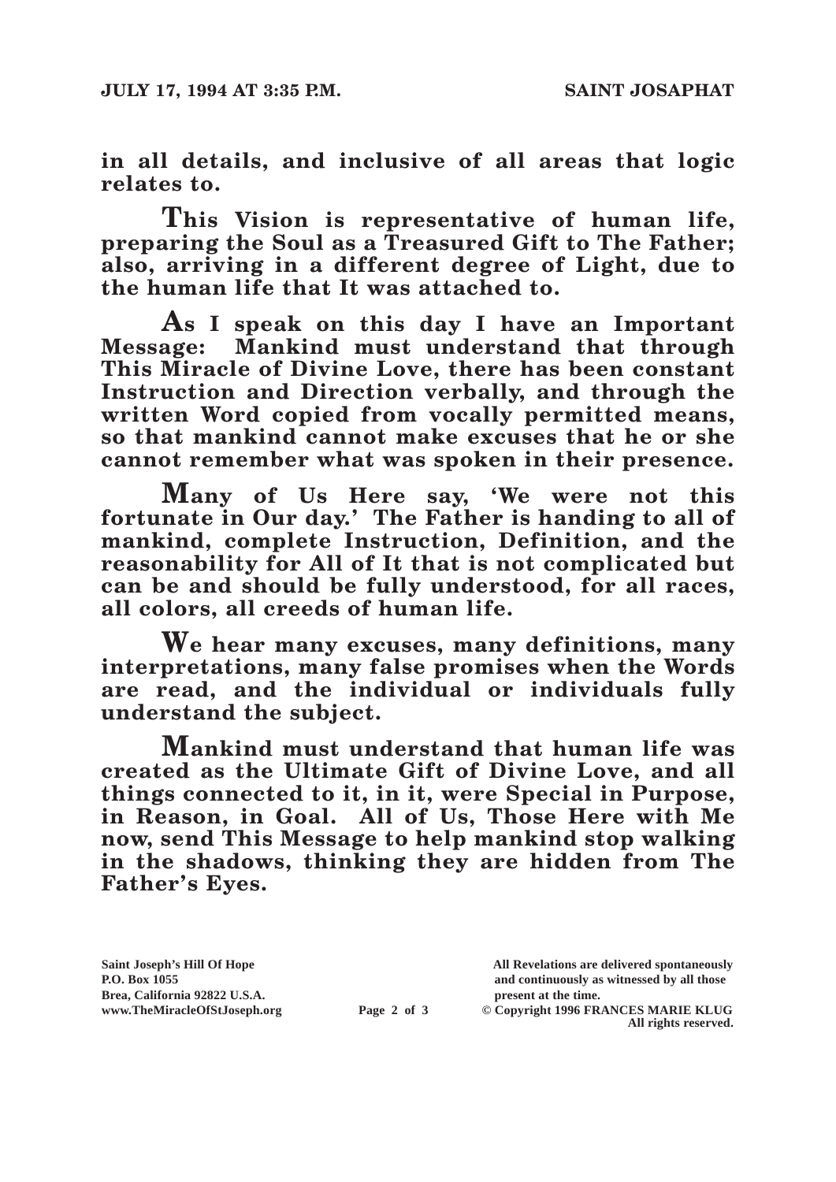**in all details, and inclusive of all areas that logic relates to.**

**This Vision is representative of human life, preparing the Soul as a Treasured Gift to The Father; also, arriving in a different degree of Light, due to the human life that It was attached to.**

**As I speak on this day I have an Important Message: Mankind must understand that through This Miracle of Divine Love, there has been constant Instruction and Direction verbally, and through the written Word copied from vocally permitted means, so that mankind cannot make excuses that he or she cannot remember what was spoken in their presence.**

**Many of Us Here say, 'We were not this fortunate in Our day.' The Father is handing to all of mankind, complete Instruction, Definition, and the reasonability for All of It that is not complicated but can be and should be fully understood, for all races, all colors, all creeds of human life.**

**We hear many excuses, many definitions, many interpretations, many false promises when the Words are read, and the individual or individuals fully understand the subject.**

**Mankind must understand that human life was created as the Ultimate Gift of Divine Love, and all things connected to it, in it, were Special in Purpose, in Reason, in Goal. All of Us, Those Here with Me now, send This Message to help mankind stop walking in the shadows, thinking they are hidden from The Father's Eyes.**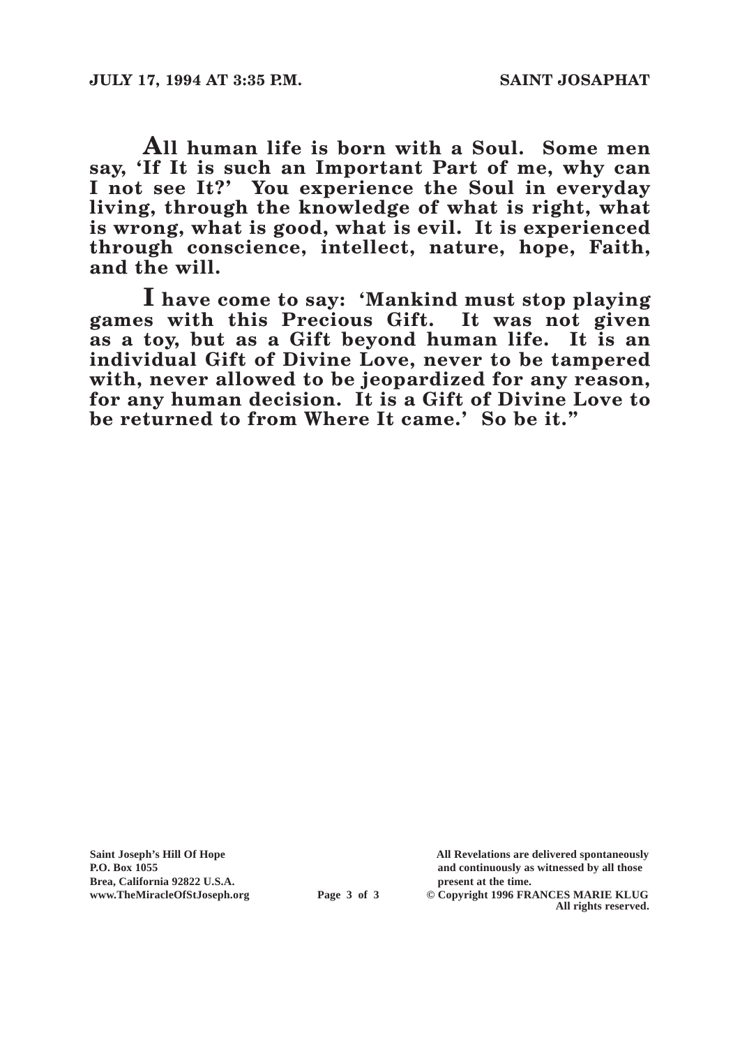**All human life is born with a Soul. Some men say, 'If It is such an Important Part of me, why can I not see It?' You experience the Soul in everyday living, through the knowledge of what is right, what is wrong, what is good, what is evil. It is experienced through conscience, intellect, nature, hope, Faith, and the will.**

**I have come to say: 'Mankind must stop playing games with this Precious Gift. It was not given as a toy, but as a Gift beyond human life. It is an individual Gift of Divine Love, never to be tampered with, never allowed to be jeopardized for any reason, for any human decision. It is a Gift of Divine Love to be returned to from Where It came.' So be it."**